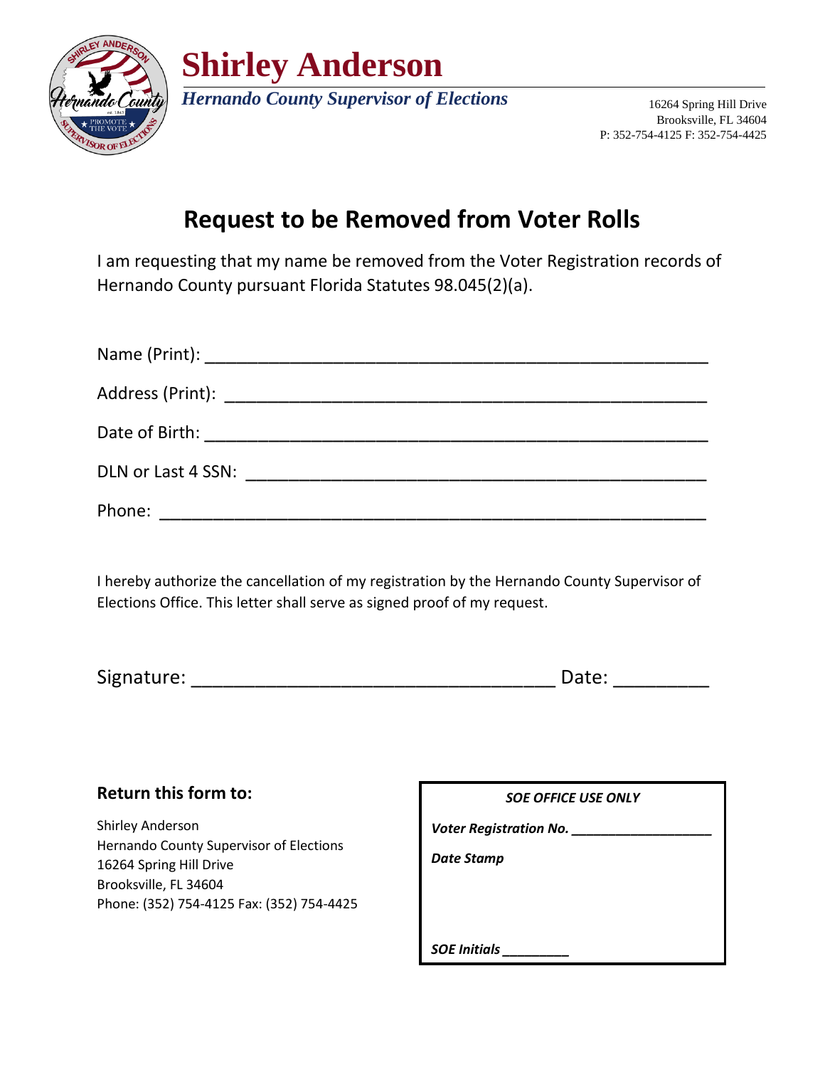# Shirley Anderson

***Hernando County Supervisor of Elections***

16264 Spring Hill Drive
Brooksville, FL 34604
P: 352-754-4125 F: 352-754-4425

## Request to be Removed from Voter Rolls

I am requesting that my name be removed from the Voter Registration records of Hernando County pursuant Florida Statutes 98.045(2)(a).

Name (Print): ____________________________________________________

Address (Print): __________________________________________________

Date of Birth: ____________________________________________________

DLN or Last 4 SSN: _______________________________________________

Phone: _________________________________________________________

I hereby authorize the cancellation of my registration by the Hernando County Supervisor of Elections Office. This letter shall serve as signed proof of my request.

Signature: _________________________________ Date: _________

**Return this form to:**

Shirley Anderson
Hernando County Supervisor of Elections
16264 Spring Hill Drive
Brooksville, FL 34604
Phone: (352) 754-4125 Fax: (352) 754-4425

| ***SOE OFFICE USE ONLY*** |
|---|
| ***Voter Registration No.*** ___________________ |
| ***Date Stamp*** |
| ***SOE Initials*** _________ |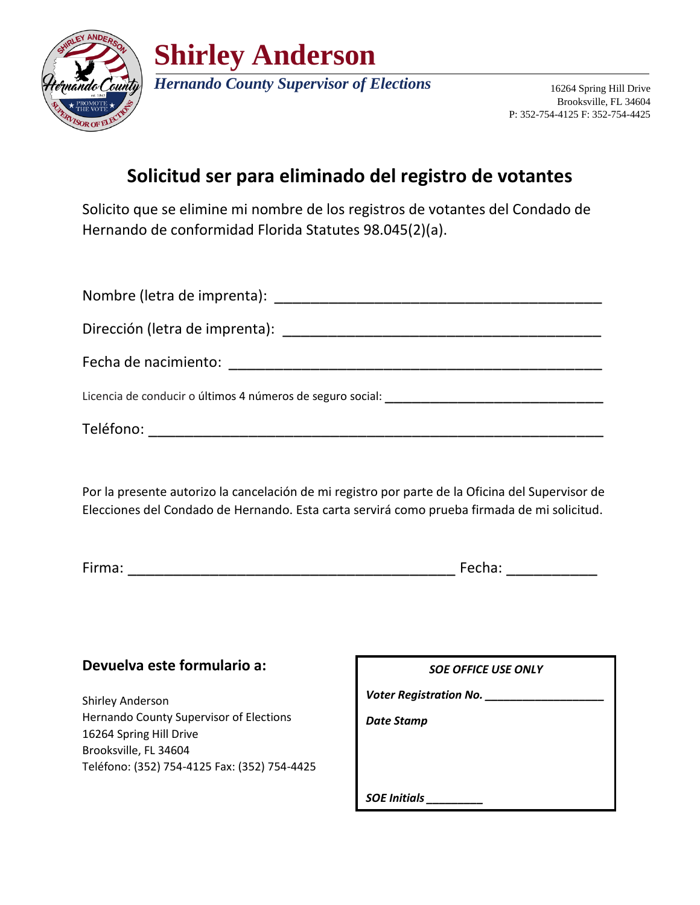# Shirley Anderson

***Hernando County Supervisor of Elections***

16264 Spring Hill Drive
Brooksville, FL 34604
P: 352-754-4125 F: 352-754-4425

## Solicitud ser para eliminado del registro de votantes

Solicito que se elimine mi nombre de los registros de votantes del Condado de Hernando de conformidad Florida Statutes 98.045(2)(a).

Nombre (letra de imprenta): ________________________________________

Dirección (letra de imprenta): ________________________________________

Fecha de nacimiento: ________________________________________________

Licencia de conducir o últimos 4 números de seguro social: ________________________________

Teléfono: _______________________________________________________

Por la presente autorizo la cancelación de mi registro por parte de la Oficina del Supervisor de Elecciones del Condado de Hernando. Esta carta servirá como prueba firmada de mi solicitud.

Firma: ________________________________________ Fecha: ___________

**Devuelva este formulario a:**

Shirley Anderson
Hernando County Supervisor of Elections
16264 Spring Hill Drive
Brooksville, FL 34604
Teléfono: (352) 754-4125 Fax: (352) 754-4425

***SOE OFFICE USE ONLY***

***Voter Registration No.*** ___________________

***Date Stamp***

***SOE Initials*** _________